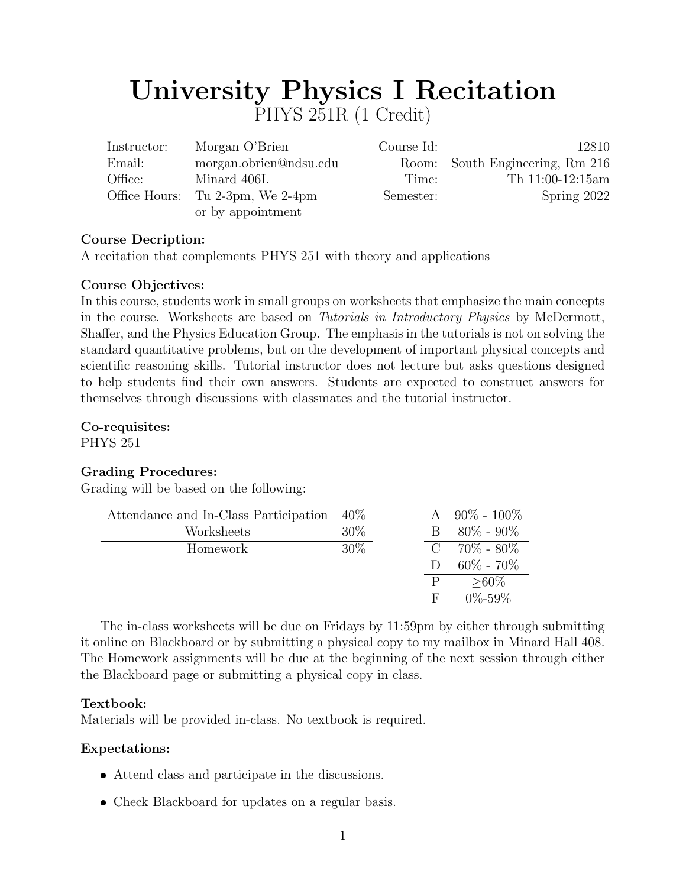# University Physics I Recitation

PHYS 251R (1 Credit)

| | | | |
|---|---|---|---|
| Instructor: | Morgan O'Brien | Course Id: | 12810 |
| Email: | morgan.obrien@ndsu.edu | Room: | South Engineering, Rm 216 |
| Office: | Minard 406L | Time: | Th 11:00-12:15am |
| Office Hours: | Tu 2-3pm, We 2-4pm or by appointment | Semester: | Spring 2022 |

**Course Decription:**
A recitation that complements PHYS 251 with theory and applications

**Course Objectives:**
In this course, students work in small groups on worksheets that emphasize the main concepts in the course. Worksheets are based on *Tutorials in Introductory Physics* by McDermott, Shaffer, and the Physics Education Group. The emphasis in the tutorials is not on solving the standard quantitative problems, but on the development of important physical concepts and scientific reasoning skills. Tutorial instructor does not lecture but asks questions designed to help students find their own answers. Students are expected to construct answers for themselves through discussions with classmates and the tutorial instructor.

**Co-requisites:**
PHYS 251

**Grading Procedures:**
Grading will be based on the following:

| Component | Weight |
|---|---|
| Attendance and In-Class Participation | 40% |
| Worksheets | 30% |
| Homework | 30% |

| Grade | Range |
|---|---|
| A | 90% - 100% |
| B | 80% - 90% |
| C | 70% - 80% |
| D | 60% - 70% |
| P | ≥60% |
| F | 0%-59% |

The in-class worksheets will be due on Fridays by 11:59pm by either through submitting it online on Blackboard or by submitting a physical copy to my mailbox in Minard Hall 408. The Homework assignments will be due at the beginning of the next session through either the Blackboard page or submitting a physical copy in class.

**Textbook:**
Materials will be provided in-class. No textbook is required.

**Expectations:**

- Attend class and participate in the discussions.
- Check Blackboard for updates on a regular basis.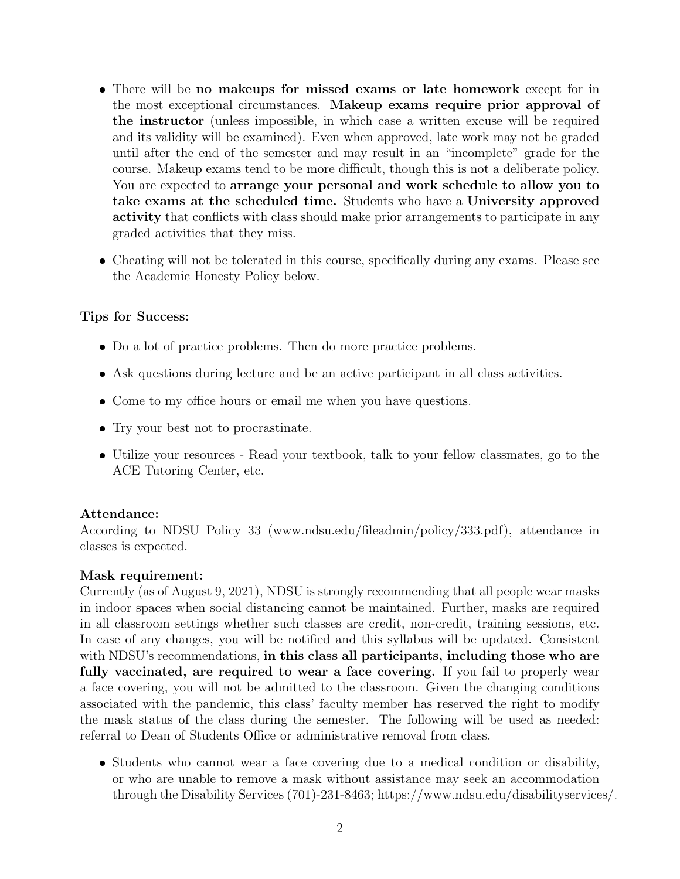- There will be **no makeups for missed exams or late homework** except for in the most exceptional circumstances. **Makeup exams require prior approval of the instructor** (unless impossible, in which case a written excuse will be required and its validity will be examined). Even when approved, late work may not be graded until after the end of the semester and may result in an "incomplete" grade for the course. Makeup exams tend to be more difficult, though this is not a deliberate policy. You are expected to **arrange your personal and work schedule to allow you to take exams at the scheduled time.** Students who have a **University approved activity** that conflicts with class should make prior arrangements to participate in any graded activities that they miss.
- Cheating will not be tolerated in this course, specifically during any exams. Please see the Academic Honesty Policy below.

**Tips for Success:**

- Do a lot of practice problems. Then do more practice problems.
- Ask questions during lecture and be an active participant in all class activities.
- Come to my office hours or email me when you have questions.
- Try your best not to procrastinate.
- Utilize your resources - Read your textbook, talk to your fellow classmates, go to the ACE Tutoring Center, etc.

**Attendance:**
According to NDSU Policy 33 (www.ndsu.edu/fileadmin/policy/333.pdf), attendance in classes is expected.

**Mask requirement:**
Currently (as of August 9, 2021), NDSU is strongly recommending that all people wear masks in indoor spaces when social distancing cannot be maintained. Further, masks are required in all classroom settings whether such classes are credit, non-credit, training sessions, etc. In case of any changes, you will be notified and this syllabus will be updated. Consistent with NDSU's recommendations, **in this class all participants, including those who are fully vaccinated, are required to wear a face covering.** If you fail to properly wear a face covering, you will not be admitted to the classroom. Given the changing conditions associated with the pandemic, this class' faculty member has reserved the right to modify the mask status of the class during the semester. The following will be used as needed: referral to Dean of Students Office or administrative removal from class.

- Students who cannot wear a face covering due to a medical condition or disability, or who are unable to remove a mask without assistance may seek an accommodation through the Disability Services (701)-231-8463; https://www.ndsu.edu/disabilityservices/.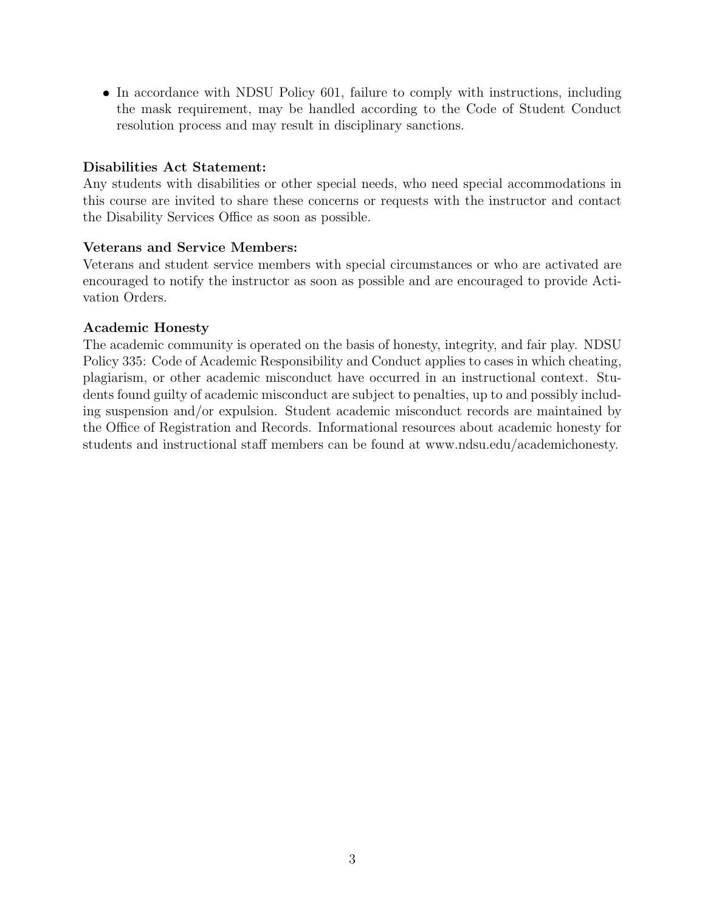- In accordance with NDSU Policy 601, failure to comply with instructions, including the mask requirement, may be handled according to the Code of Student Conduct resolution process and may result in disciplinary sanctions.

**Disabilities Act Statement:**
Any students with disabilities or other special needs, who need special accommodations in this course are invited to share these concerns or requests with the instructor and contact the Disability Services Office as soon as possible.

**Veterans and Service Members:**
Veterans and student service members with special circumstances or who are activated are encouraged to notify the instructor as soon as possible and are encouraged to provide Activation Orders.

**Academic Honesty**
The academic community is operated on the basis of honesty, integrity, and fair play. NDSU Policy 335: Code of Academic Responsibility and Conduct applies to cases in which cheating, plagiarism, or other academic misconduct have occurred in an instructional context. Students found guilty of academic misconduct are subject to penalties, up to and possibly including suspension and/or expulsion. Student academic misconduct records are maintained by the Office of Registration and Records. Informational resources about academic honesty for students and instructional staff members can be found at www.ndsu.edu/academichonesty.